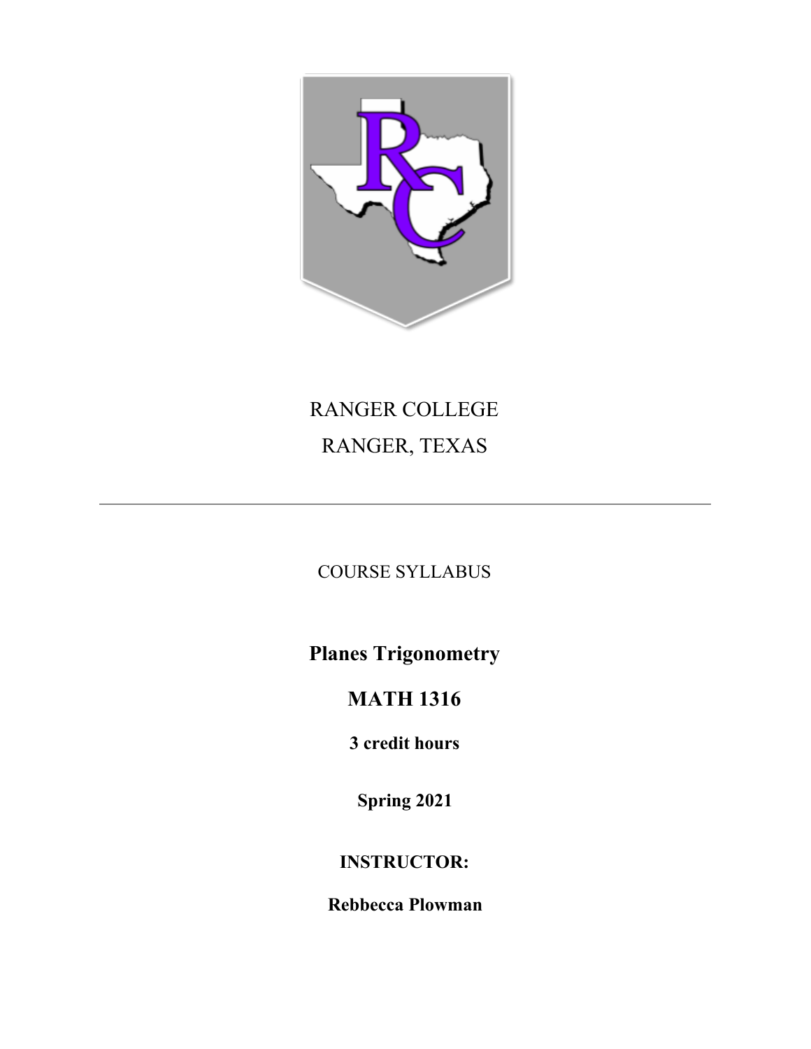RANGER COLLEGE

RANGER, TEXAS

---

COURSE SYLLABUS

# Planes Trigonometry

# MATH 1316

**3 credit hours**

**Spring 2021**

**INSTRUCTOR:**

**Rebbecca Plowman**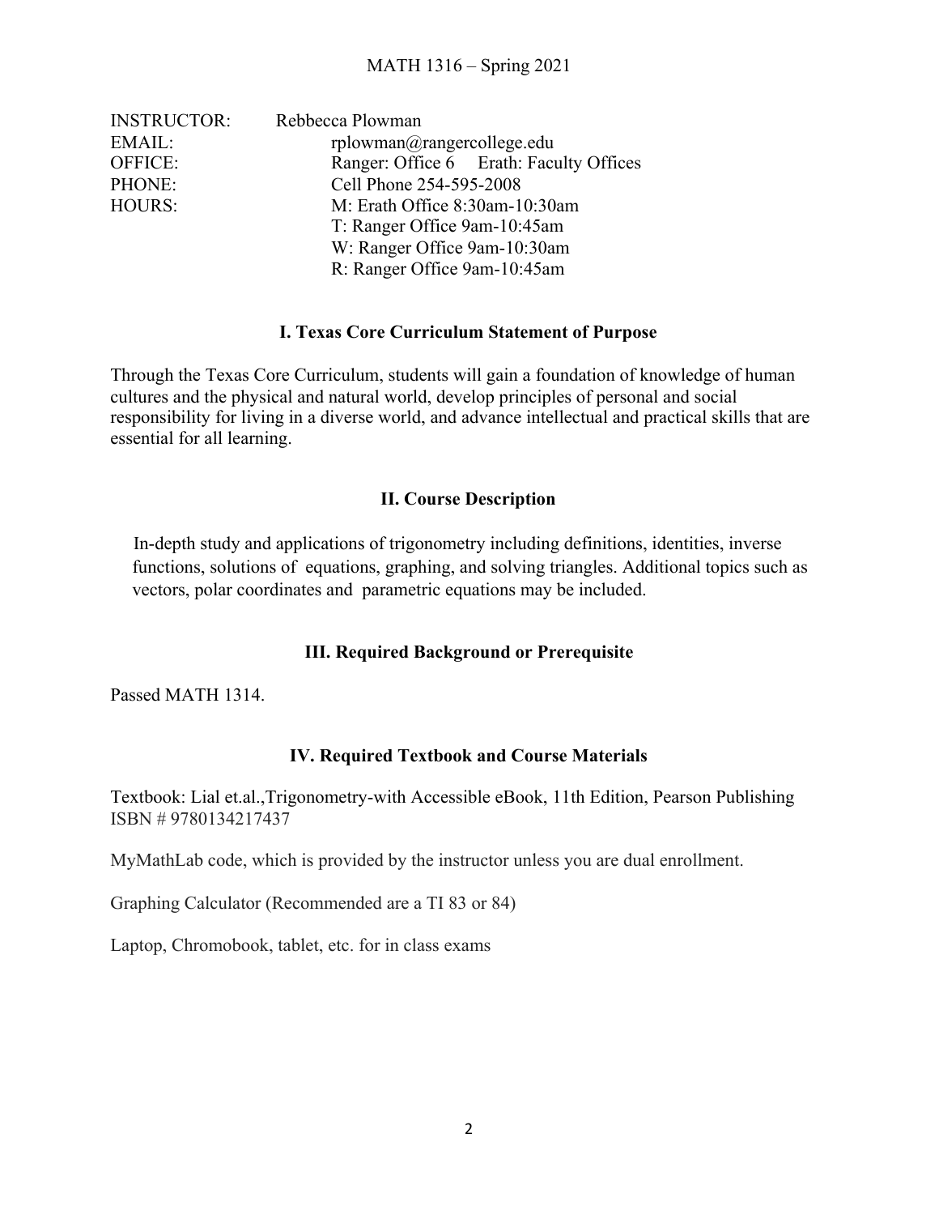MATH 1316 – Spring 2021

INSTRUCTOR: Rebbecca Plowman
EMAIL: rplowman@rangercollege.edu
OFFICE: Ranger: Office 6 Erath: Faculty Offices
PHONE: Cell Phone 254-595-2008
HOURS: M: Erath Office 8:30am-10:30am
T: Ranger Office 9am-10:45am
W: Ranger Office 9am-10:30am
R: Ranger Office 9am-10:45am

## I. Texas Core Curriculum Statement of Purpose

Through the Texas Core Curriculum, students will gain a foundation of knowledge of human cultures and the physical and natural world, develop principles of personal and social responsibility for living in a diverse world, and advance intellectual and practical skills that are essential for all learning.

## II. Course Description

In-depth study and applications of trigonometry including definitions, identities, inverse functions, solutions of equations, graphing, and solving triangles. Additional topics such as vectors, polar coordinates and parametric equations may be included.

## III. Required Background or Prerequisite

Passed MATH 1314.

## IV. Required Textbook and Course Materials

Textbook: Lial et.al.,Trigonometry-with Accessible eBook, 11th Edition, Pearson Publishing ISBN # 9780134217437

MyMathLab code, which is provided by the instructor unless you are dual enrollment.

Graphing Calculator (Recommended are a TI 83 or 84)

Laptop, Chromobook, tablet, etc. for in class exams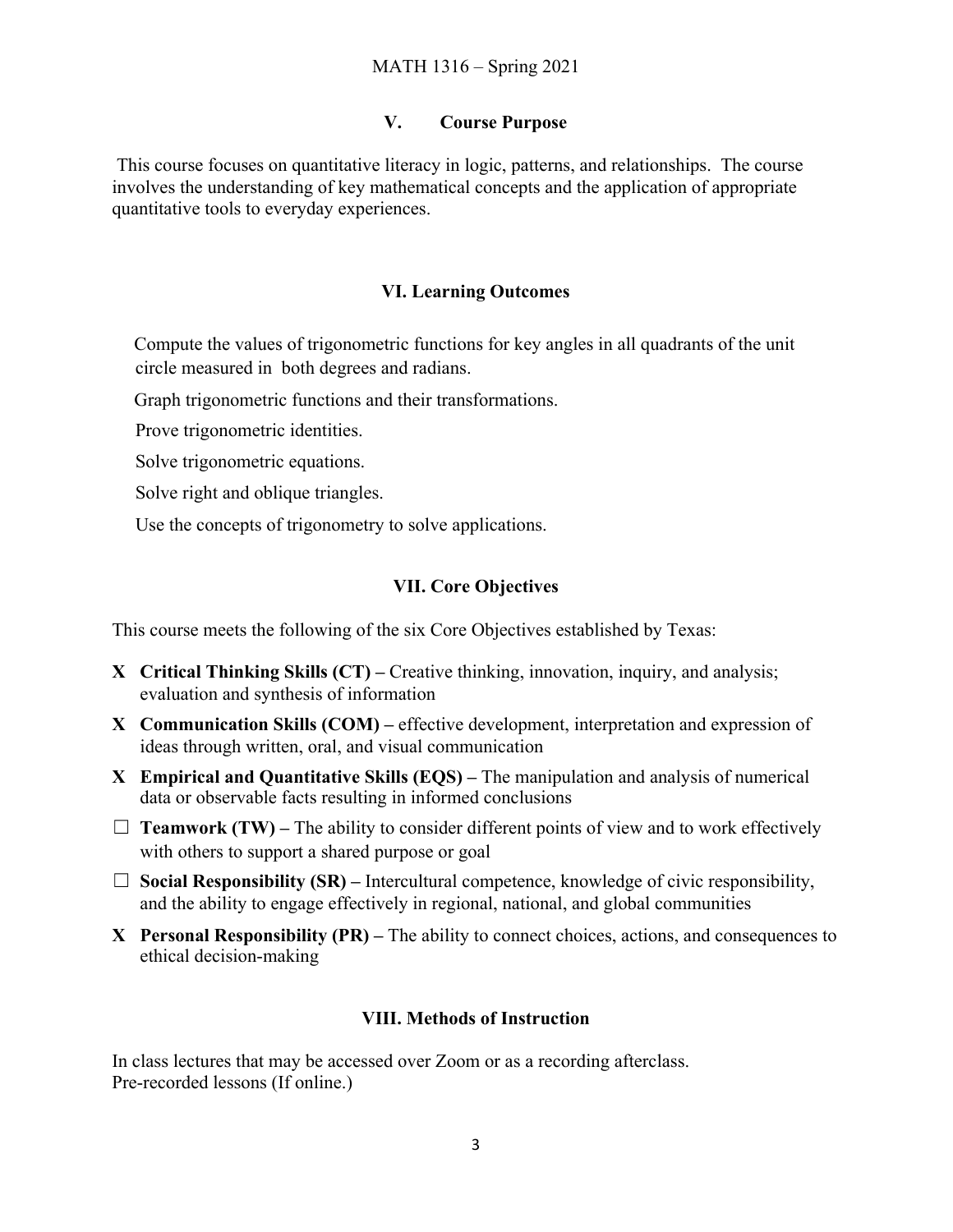## V. Course Purpose

This course focuses on quantitative literacy in logic, patterns, and relationships. The course involves the understanding of key mathematical concepts and the application of appropriate quantitative tools to everyday experiences.

## VI. Learning Outcomes

Compute the values of trigonometric functions for key angles in all quadrants of the unit circle measured in both degrees and radians.

Graph trigonometric functions and their transformations.

Prove trigonometric identities.

Solve trigonometric equations.

Solve right and oblique triangles.

Use the concepts of trigonometry to solve applications.

## VII. Core Objectives

This course meets the following of the six Core Objectives established by Texas:

- X **Critical Thinking Skills (CT) –** Creative thinking, innovation, inquiry, and analysis; evaluation and synthesis of information
- X **Communication Skills (COM) –** effective development, interpretation and expression of ideas through written, oral, and visual communication
- X **Empirical and Quantitative Skills (EQS) –** The manipulation and analysis of numerical data or observable facts resulting in informed conclusions
- ☐ **Teamwork (TW) –** The ability to consider different points of view and to work effectively with others to support a shared purpose or goal
- ☐ **Social Responsibility (SR) –** Intercultural competence, knowledge of civic responsibility, and the ability to engage effectively in regional, national, and global communities
- X **Personal Responsibility (PR) –** The ability to connect choices, actions, and consequences to ethical decision-making

## VIII. Methods of Instruction

In class lectures that may be accessed over Zoom or as a recording afterclass.
Pre-recorded lessons (If online.)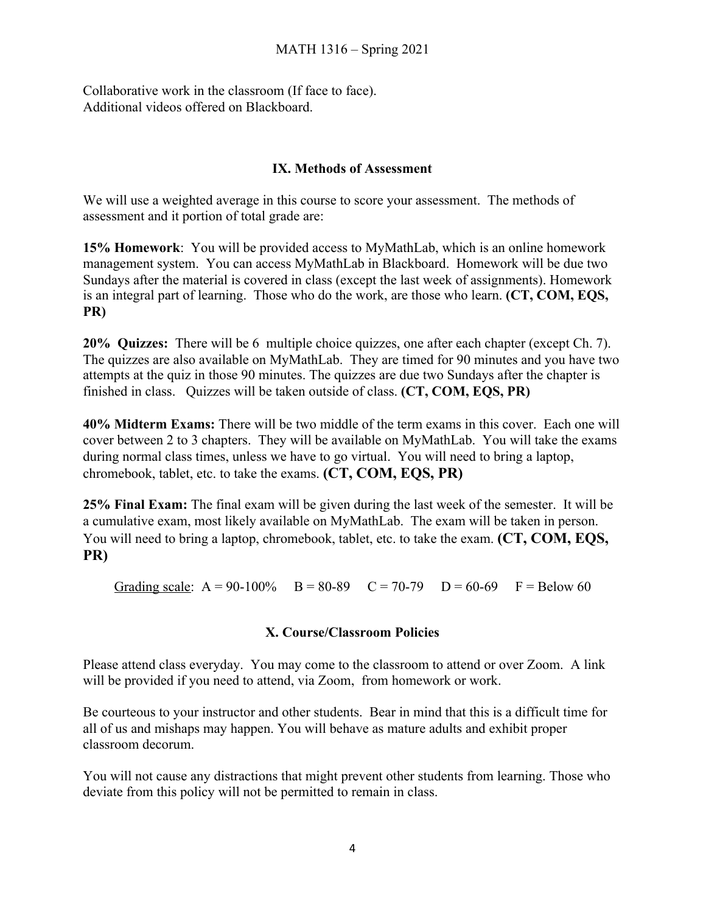Collaborative work in the classroom (If face to face).
Additional videos offered on Blackboard.

## IX. Methods of Assessment

We will use a weighted average in this course to score your assessment. The methods of assessment and it portion of total grade are:

**15% Homework**: You will be provided access to MyMathLab, which is an online homework management system. You can access MyMathLab in Blackboard. Homework will be due two Sundays after the material is covered in class (except the last week of assignments). Homework is an integral part of learning. Those who do the work, are those who learn. **(CT, COM, EQS, PR)**

**20% Quizzes:** There will be 6 multiple choice quizzes, one after each chapter (except Ch. 7). The quizzes are also available on MyMathLab. They are timed for 90 minutes and you have two attempts at the quiz in those 90 minutes. The quizzes are due two Sundays after the chapter is finished in class. Quizzes will be taken outside of class. **(CT, COM, EQS, PR)**

**40% Midterm Exams:** There will be two middle of the term exams in this cover. Each one will cover between 2 to 3 chapters. They will be available on MyMathLab. You will take the exams during normal class times, unless we have to go virtual. You will need to bring a laptop, chromebook, tablet, etc. to take the exams. **(CT, COM, EQS, PR)**

**25% Final Exam:** The final exam will be given during the last week of the semester. It will be a cumulative exam, most likely available on MyMathLab. The exam will be taken in person. You will need to bring a laptop, chromebook, tablet, etc. to take the exam. **(CT, COM, EQS, PR)**

Grading scale: A = 90-100% B = 80-89 C = 70-79 D = 60-69 F = Below 60

## X. Course/Classroom Policies

Please attend class everyday. You may come to the classroom to attend or over Zoom. A link will be provided if you need to attend, via Zoom, from homework or work.

Be courteous to your instructor and other students. Bear in mind that this is a difficult time for all of us and mishaps may happen. You will behave as mature adults and exhibit proper classroom decorum.

You will not cause any distractions that might prevent other students from learning. Those who deviate from this policy will not be permitted to remain in class.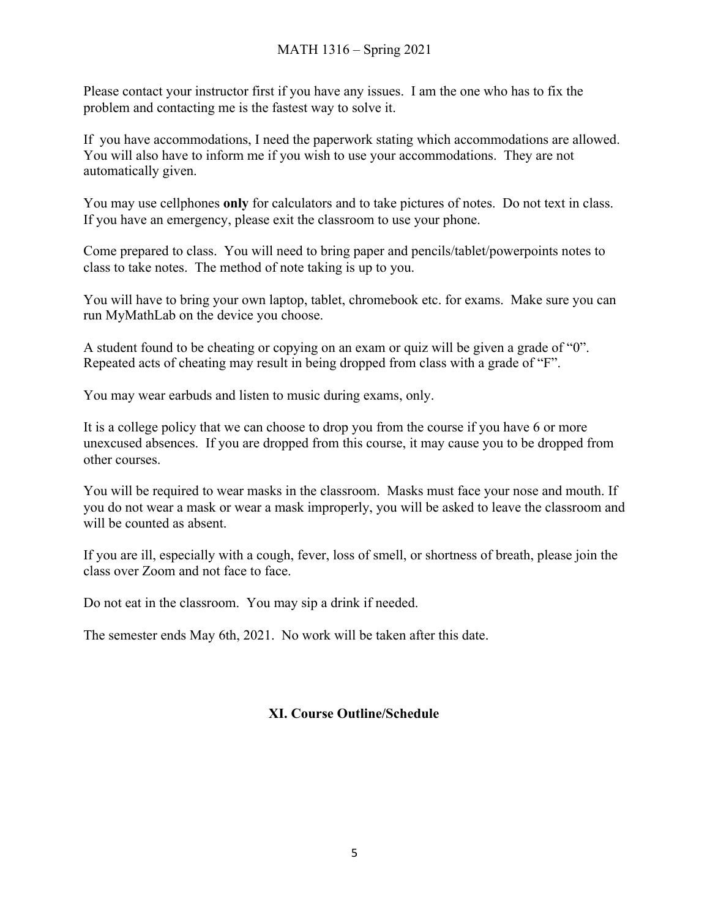Please contact your instructor first if you have any issues. I am the one who has to fix the problem and contacting me is the fastest way to solve it.

If you have accommodations, I need the paperwork stating which accommodations are allowed. You will also have to inform me if you wish to use your accommodations. They are not automatically given.

You may use cellphones **only** for calculators and to take pictures of notes. Do not text in class. If you have an emergency, please exit the classroom to use your phone.

Come prepared to class. You will need to bring paper and pencils/tablet/powerpoints notes to class to take notes. The method of note taking is up to you.

You will have to bring your own laptop, tablet, chromebook etc. for exams. Make sure you can run MyMathLab on the device you choose.

A student found to be cheating or copying on an exam or quiz will be given a grade of "0". Repeated acts of cheating may result in being dropped from class with a grade of "F".

You may wear earbuds and listen to music during exams, only.

It is a college policy that we can choose to drop you from the course if you have 6 or more unexcused absences. If you are dropped from this course, it may cause you to be dropped from other courses.

You will be required to wear masks in the classroom. Masks must face your nose and mouth. If you do not wear a mask or wear a mask improperly, you will be asked to leave the classroom and will be counted as absent.

If you are ill, especially with a cough, fever, loss of smell, or shortness of breath, please join the class over Zoom and not face to face.

Do not eat in the classroom. You may sip a drink if needed.

The semester ends May 6th, 2021. No work will be taken after this date.

## XI. Course Outline/Schedule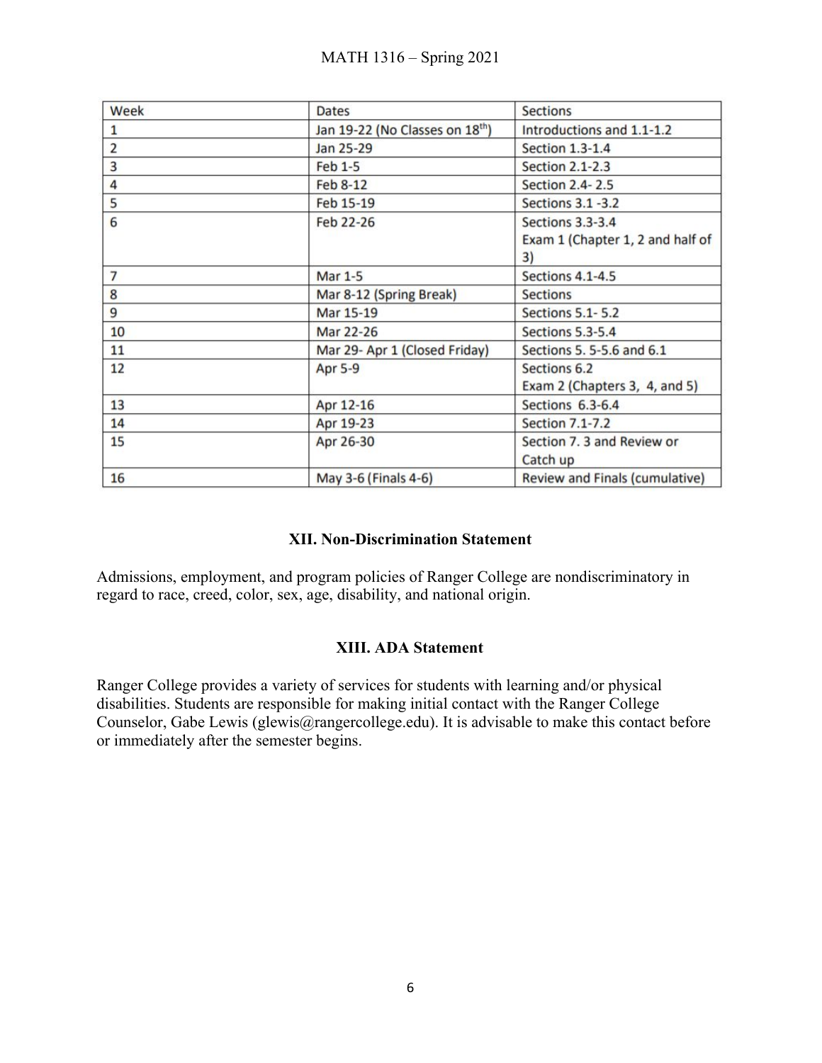| Week | Dates | Sections |
|---|---|---|
| 1 | Jan 19-22 (No Classes on 18th) | Introductions and 1.1-1.2 |
| 2 | Jan 25-29 | Section 1.3-1.4 |
| 3 | Feb 1-5 | Section 2.1-2.3 |
| 4 | Feb 8-12 | Section 2.4- 2.5 |
| 5 | Feb 15-19 | Sections 3.1 -3.2 |
| 6 | Feb 22-26 | Sections 3.3-3.4 Exam 1 (Chapter 1, 2 and half of 3) |
| 7 | Mar 1-5 | Sections 4.1-4.5 |
| 8 | Mar 8-12 (Spring Break) | Sections |
| 9 | Mar 15-19 | Sections 5.1- 5.2 |
| 10 | Mar 22-26 | Sections 5.3-5.4 |
| 11 | Mar 29- Apr 1 (Closed Friday) | Sections 5. 5-5.6 and 6.1 |
| 12 | Apr 5-9 | Sections 6.2 Exam 2 (Chapters 3, 4, and 5) |
| 13 | Apr 12-16 | Sections 6.3-6.4 |
| 14 | Apr 19-23 | Section 7.1-7.2 |
| 15 | Apr 26-30 | Section 7. 3 and Review or Catch up |
| 16 | May 3-6 (Finals 4-6) | Review and Finals (cumulative) |

## XII. Non-Discrimination Statement

Admissions, employment, and program policies of Ranger College are nondiscriminatory in regard to race, creed, color, sex, age, disability, and national origin.

## XIII. ADA Statement

Ranger College provides a variety of services for students with learning and/or physical disabilities. Students are responsible for making initial contact with the Ranger College Counselor, Gabe Lewis (glewis@rangercollege.edu). It is advisable to make this contact before or immediately after the semester begins.